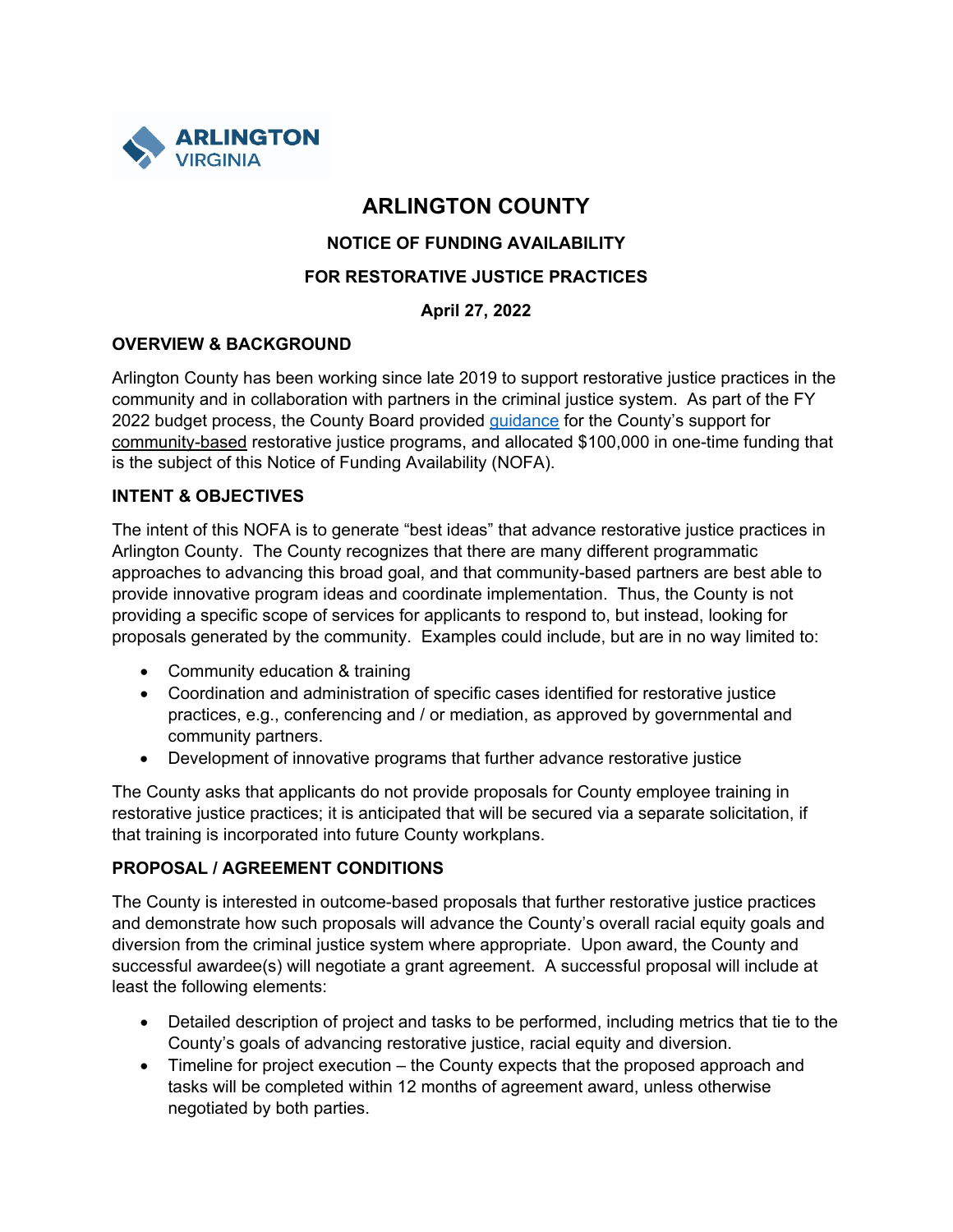# ARLINGTON COUNTY

### NOTICE OF FUNDING AVAILABILITY

### FOR RESTORATIVE JUSTICE PRACTICES

**April 27, 2022**

## OVERVIEW & BACKGROUND

Arlington County has been working since late 2019 to support restorative justice practices in the community and in collaboration with partners in the criminal justice system. As part of the FY 2022 budget process, the County Board provided guidance for the County's support for community-based restorative justice programs, and allocated $100,000 in one-time funding that is the subject of this Notice of Funding Availability (NOFA).

## INTENT & OBJECTIVES

The intent of this NOFA is to generate "best ideas" that advance restorative justice practices in Arlington County. The County recognizes that there are many different programmatic approaches to advancing this broad goal, and that community-based partners are best able to provide innovative program ideas and coordinate implementation. Thus, the County is not providing a specific scope of services for applicants to respond to, but instead, looking for proposals generated by the community. Examples could include, but are in no way limited to:

- Community education & training
- Coordination and administration of specific cases identified for restorative justice practices, e.g., conferencing and / or mediation, as approved by governmental and community partners.
- Development of innovative programs that further advance restorative justice

The County asks that applicants do not provide proposals for County employee training in restorative justice practices; it is anticipated that will be secured via a separate solicitation, if that training is incorporated into future County workplans.

## PROPOSAL / AGREEMENT CONDITIONS

The County is interested in outcome-based proposals that further restorative justice practices and demonstrate how such proposals will advance the County's overall racial equity goals and diversion from the criminal justice system where appropriate. Upon award, the County and successful awardee(s) will negotiate a grant agreement. A successful proposal will include at least the following elements:

- Detailed description of project and tasks to be performed, including metrics that tie to the County's goals of advancing restorative justice, racial equity and diversion.
- Timeline for project execution – the County expects that the proposed approach and tasks will be completed within 12 months of agreement award, unless otherwise negotiated by both parties.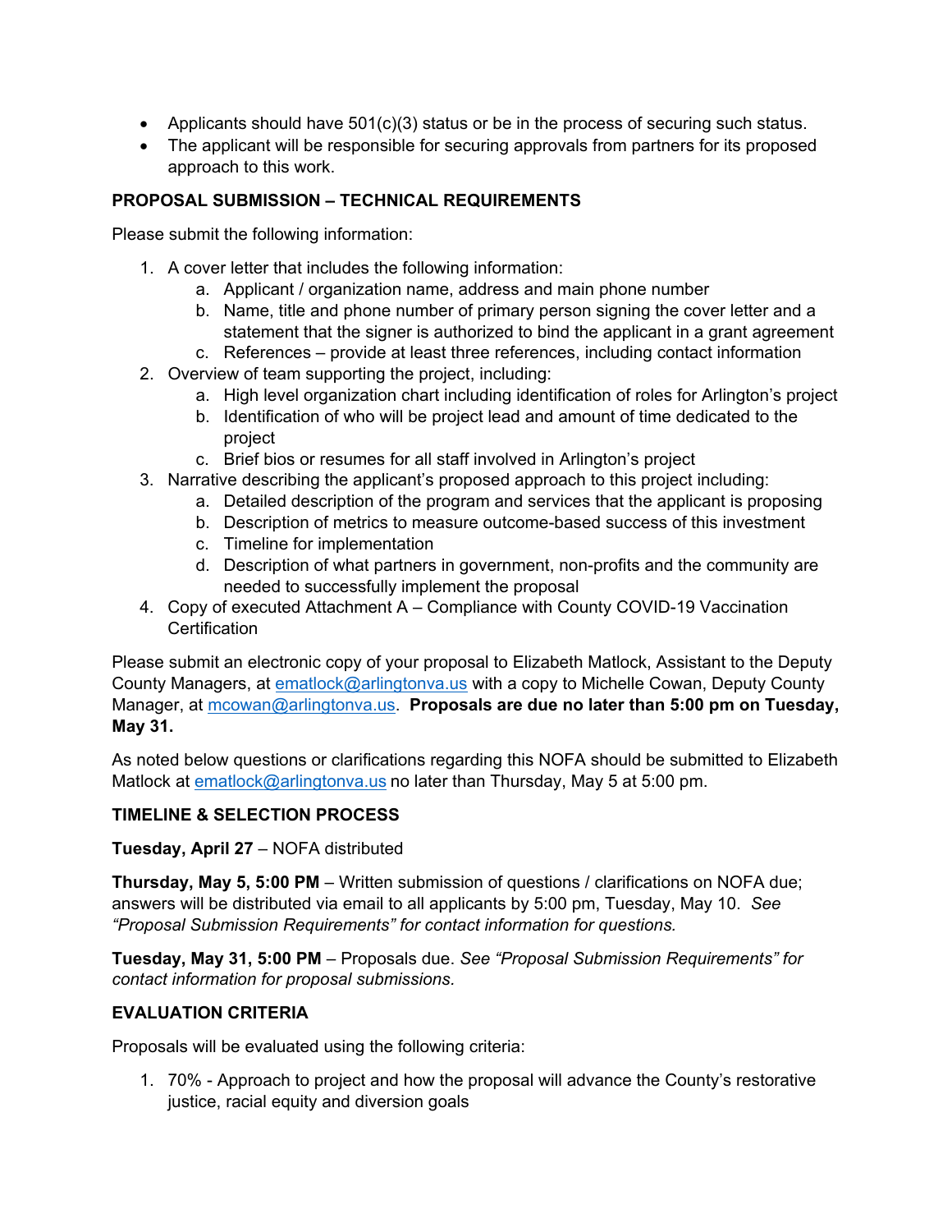- Applicants should have 501(c)(3) status or be in the process of securing such status.
- The applicant will be responsible for securing approvals from partners for its proposed approach to this work.

**PROPOSAL SUBMISSION – TECHNICAL REQUIREMENTS**

Please submit the following information:

1. A cover letter that includes the following information:
    a. Applicant / organization name, address and main phone number
    b. Name, title and phone number of primary person signing the cover letter and a statement that the signer is authorized to bind the applicant in a grant agreement
    c. References – provide at least three references, including contact information
2. Overview of team supporting the project, including:
    a. High level organization chart including identification of roles for Arlington's project
    b. Identification of who will be project lead and amount of time dedicated to the project
    c. Brief bios or resumes for all staff involved in Arlington's project
3. Narrative describing the applicant's proposed approach to this project including:
    a. Detailed description of the program and services that the applicant is proposing
    b. Description of metrics to measure outcome-based success of this investment
    c. Timeline for implementation
    d. Description of what partners in government, non-profits and the community are needed to successfully implement the proposal
4. Copy of executed Attachment A – Compliance with County COVID-19 Vaccination Certification

Please submit an electronic copy of your proposal to Elizabeth Matlock, Assistant to the Deputy County Managers, at ematlock@arlingtonva.us with a copy to Michelle Cowan, Deputy County Manager, at mcowan@arlingtonva.us. **Proposals are due no later than 5:00 pm on Tuesday, May 31.**

As noted below questions or clarifications regarding this NOFA should be submitted to Elizabeth Matlock at ematlock@arlingtonva.us no later than Thursday, May 5 at 5:00 pm.

**TIMELINE & SELECTION PROCESS**

**Tuesday, April 27** – NOFA distributed

**Thursday, May 5, 5:00 PM** – Written submission of questions / clarifications on NOFA due; answers will be distributed via email to all applicants by 5:00 pm, Tuesday, May 10. *See "Proposal Submission Requirements" for contact information for questions.*

**Tuesday, May 31, 5:00 PM** – Proposals due. *See "Proposal Submission Requirements" for contact information for proposal submissions.*

**EVALUATION CRITERIA**

Proposals will be evaluated using the following criteria:

1. 70% - Approach to project and how the proposal will advance the County's restorative justice, racial equity and diversion goals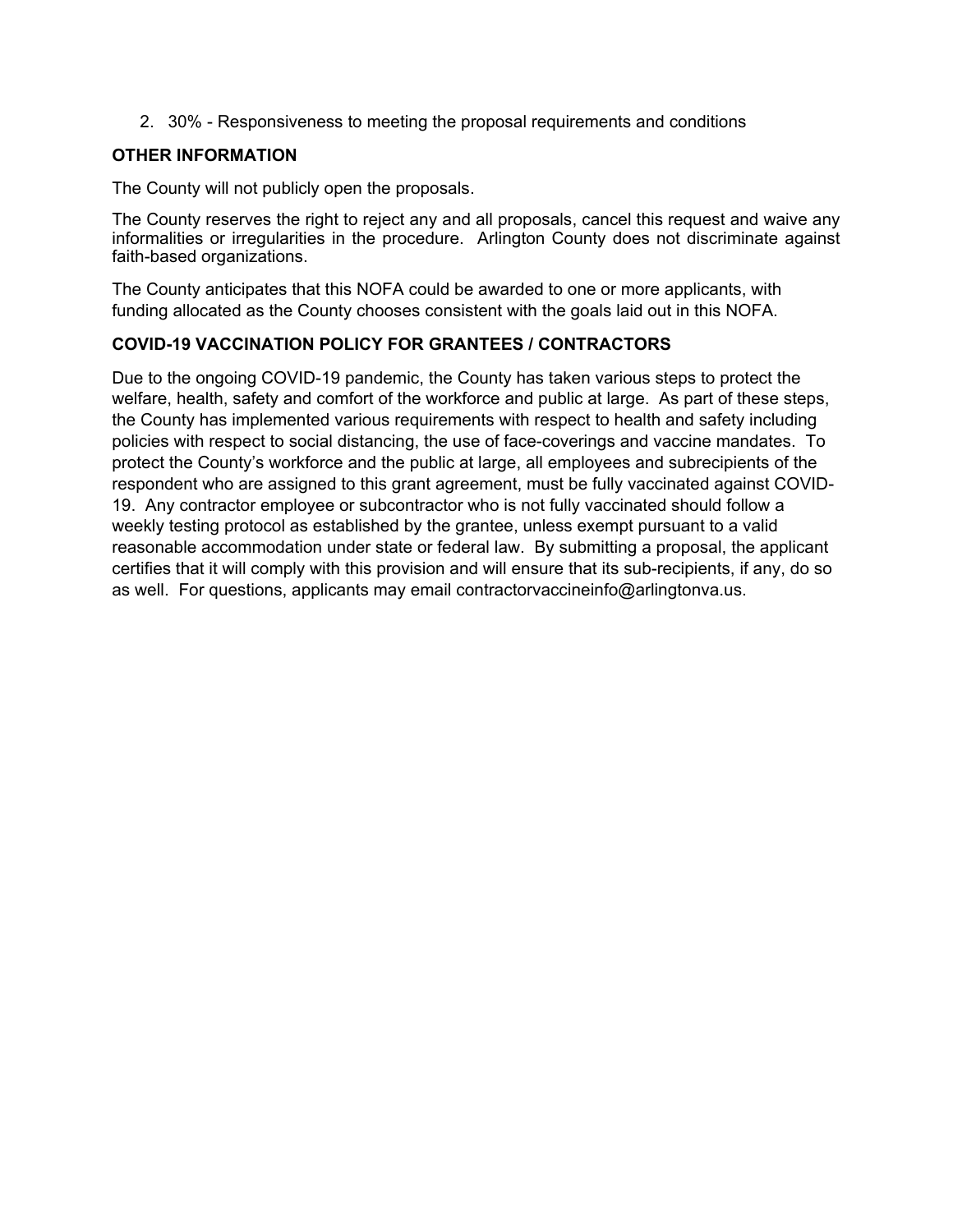2. 30% - Responsiveness to meeting the proposal requirements and conditions

**OTHER INFORMATION**

The County will not publicly open the proposals.

The County reserves the right to reject any and all proposals, cancel this request and waive any informalities or irregularities in the procedure. Arlington County does not discriminate against faith-based organizations.

The County anticipates that this NOFA could be awarded to one or more applicants, with funding allocated as the County chooses consistent with the goals laid out in this NOFA.

**COVID-19 VACCINATION POLICY FOR GRANTEES / CONTRACTORS**

Due to the ongoing COVID-19 pandemic, the County has taken various steps to protect the welfare, health, safety and comfort of the workforce and public at large. As part of these steps, the County has implemented various requirements with respect to health and safety including policies with respect to social distancing, the use of face-coverings and vaccine mandates. To protect the County's workforce and the public at large, all employees and subrecipients of the respondent who are assigned to this grant agreement, must be fully vaccinated against COVID-19. Any contractor employee or subcontractor who is not fully vaccinated should follow a weekly testing protocol as established by the grantee, unless exempt pursuant to a valid reasonable accommodation under state or federal law. By submitting a proposal, the applicant certifies that it will comply with this provision and will ensure that its sub-recipients, if any, do so as well. For questions, applicants may email contractorvaccineinfo@arlingtonva.us.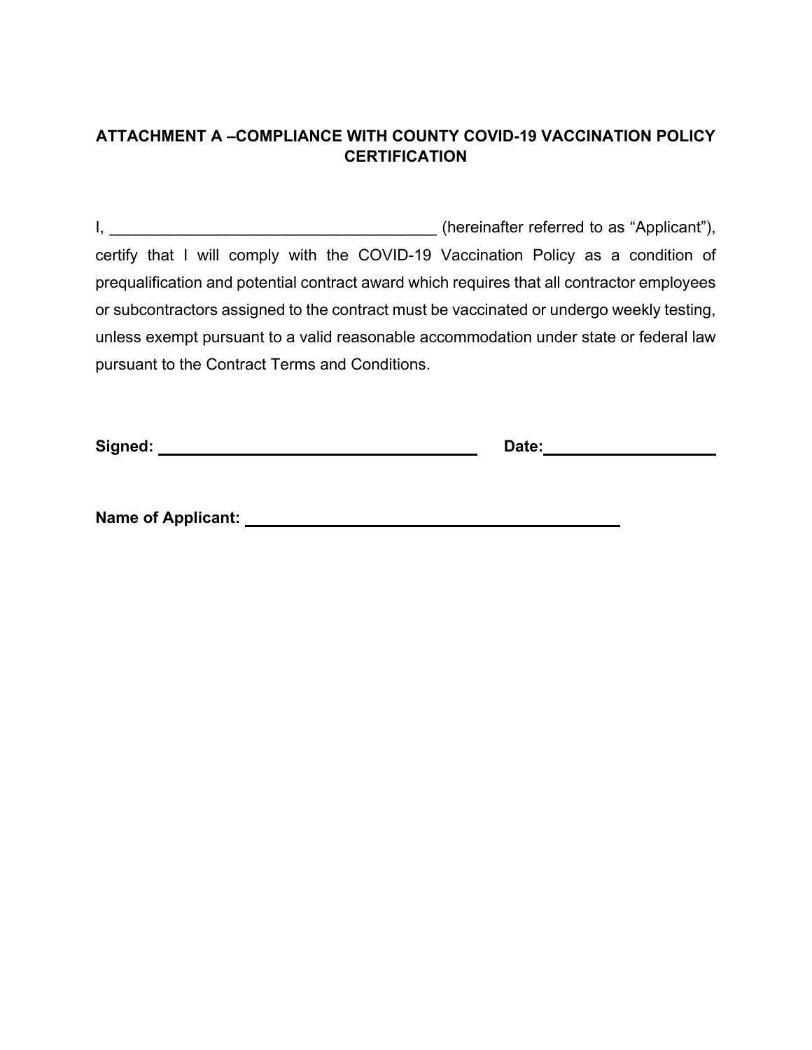## ATTACHMENT A –COMPLIANCE WITH COUNTY COVID-19 VACCINATION POLICY CERTIFICATION

I, _____________________________________ (hereinafter referred to as "Applicant"), certify that I will comply with the COVID-19 Vaccination Policy as a condition of prequalification and potential contract award which requires that all contractor employees or subcontractors assigned to the contract must be vaccinated or undergo weekly testing, unless exempt pursuant to a valid reasonable accommodation under state or federal law pursuant to the Contract Terms and Conditions.

**Signed:** ___________________________________ **Date:** __________________

**Name of Applicant:** __________________________________________